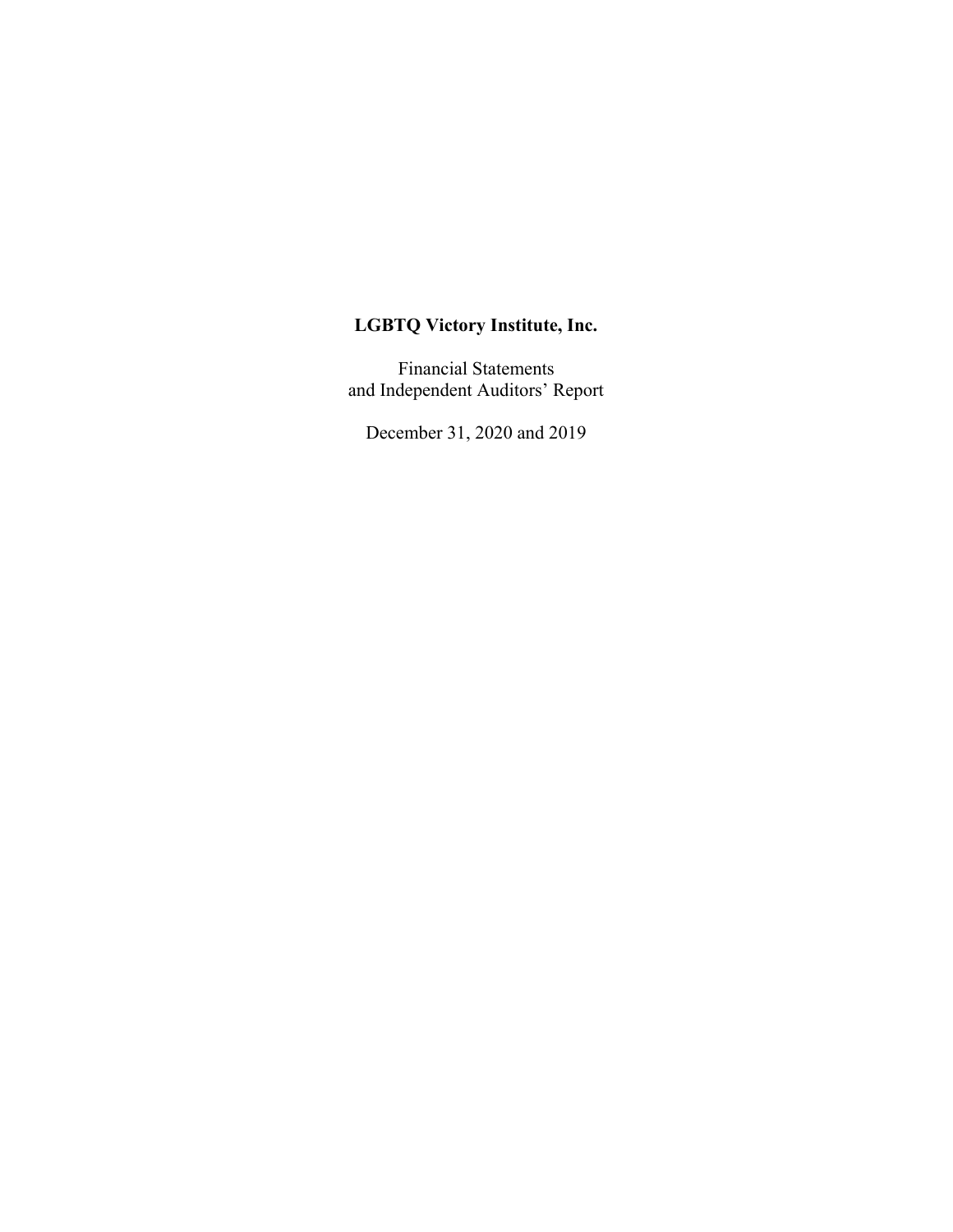**LGBTQ Victory Institute, Inc.**

Financial Statements
and Independent Auditors' Report

December 31, 2020 and 2019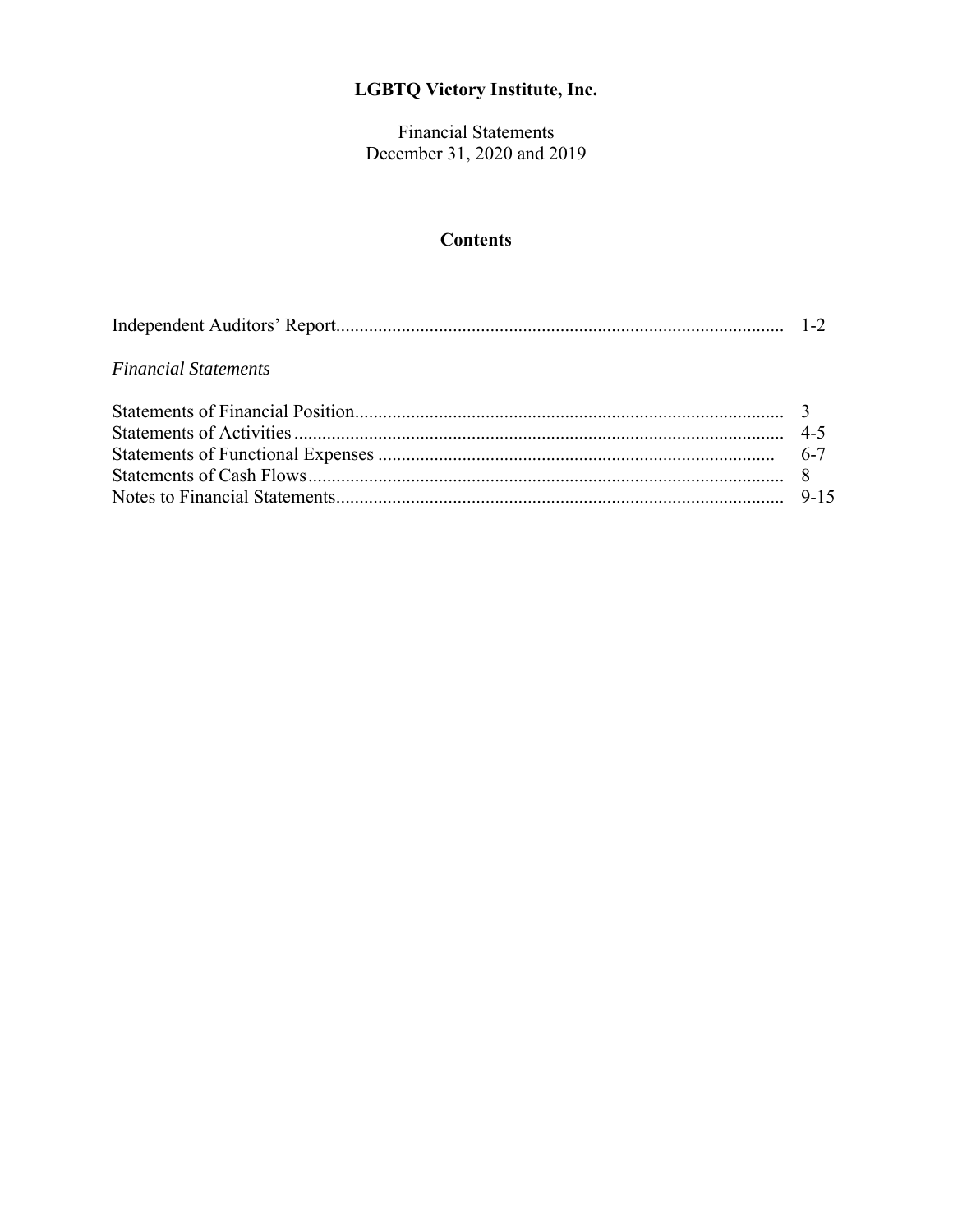# LGBTQ Victory Institute, Inc.

Financial Statements
December 31, 2020 and 2019

## Contents

| | |
|---|---|
| Independent Auditors' Report | 1-2 |
| *Financial Statements* | |
| Statements of Financial Position | 3 |
| Statements of Activities | 4-5 |
| Statements of Functional Expenses | 6-7 |
| Statements of Cash Flows | 8 |
| Notes to Financial Statements | 9-15 |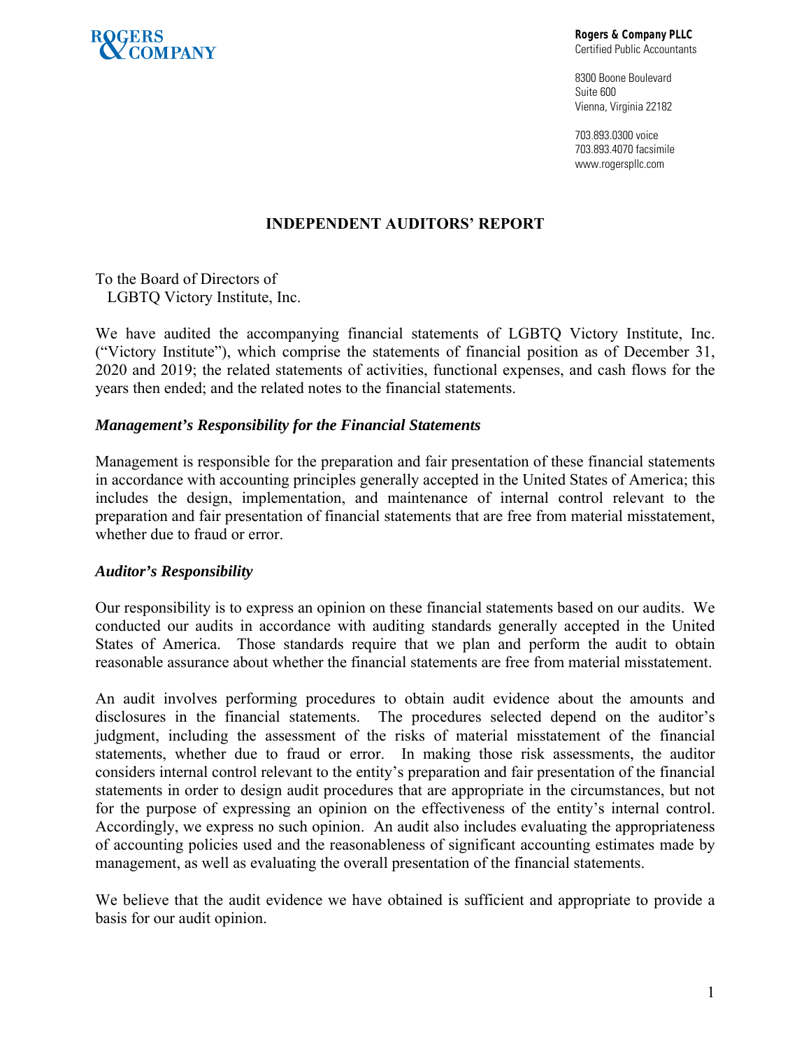ROGERS & COMPANY

**Rogers & Company PLLC**
Certified Public Accountants

8300 Boone Boulevard
Suite 600
Vienna, Virginia 22182

703.893.0300 voice
703.893.4070 facsimile
www.rogerspllc.com

## INDEPENDENT AUDITORS' REPORT

To the Board of Directors of
LGBTQ Victory Institute, Inc.

We have audited the accompanying financial statements of LGBTQ Victory Institute, Inc. ("Victory Institute"), which comprise the statements of financial position as of December 31, 2020 and 2019; the related statements of activities, functional expenses, and cash flows for the years then ended; and the related notes to the financial statements.

### *Management's Responsibility for the Financial Statements*

Management is responsible for the preparation and fair presentation of these financial statements in accordance with accounting principles generally accepted in the United States of America; this includes the design, implementation, and maintenance of internal control relevant to the preparation and fair presentation of financial statements that are free from material misstatement, whether due to fraud or error.

### *Auditor's Responsibility*

Our responsibility is to express an opinion on these financial statements based on our audits. We conducted our audits in accordance with auditing standards generally accepted in the United States of America. Those standards require that we plan and perform the audit to obtain reasonable assurance about whether the financial statements are free from material misstatement.

An audit involves performing procedures to obtain audit evidence about the amounts and disclosures in the financial statements. The procedures selected depend on the auditor's judgment, including the assessment of the risks of material misstatement of the financial statements, whether due to fraud or error. In making those risk assessments, the auditor considers internal control relevant to the entity's preparation and fair presentation of the financial statements in order to design audit procedures that are appropriate in the circumstances, but not for the purpose of expressing an opinion on the effectiveness of the entity's internal control. Accordingly, we express no such opinion. An audit also includes evaluating the appropriateness of accounting policies used and the reasonableness of significant accounting estimates made by management, as well as evaluating the overall presentation of the financial statements.

We believe that the audit evidence we have obtained is sufficient and appropriate to provide a basis for our audit opinion.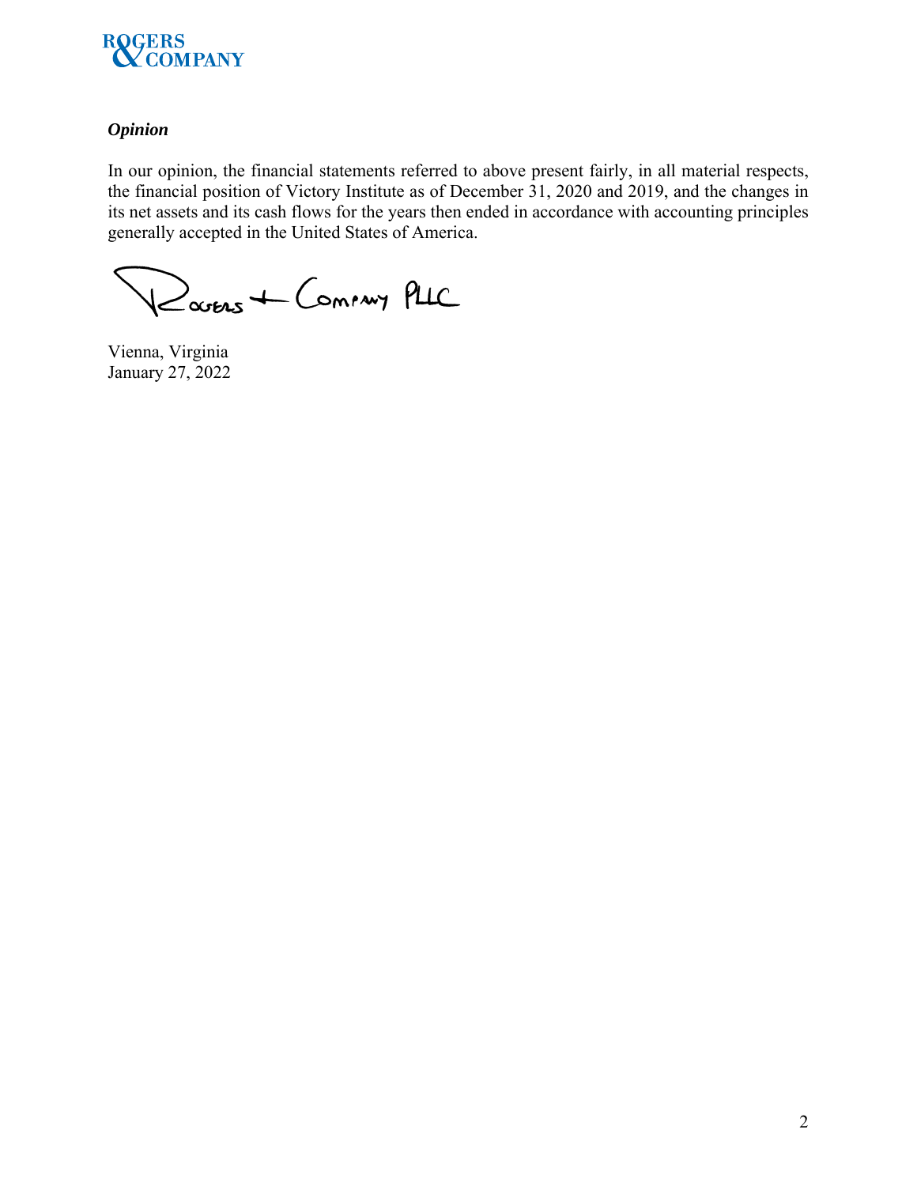*Opinion*

In our opinion, the financial statements referred to above present fairly, in all material respects, the financial position of Victory Institute as of December 31, 2020 and 2019, and the changes in its net assets and its cash flows for the years then ended in accordance with accounting principles generally accepted in the United States of America.

Rogers + Company PLLC

Vienna, Virginia
January 27, 2022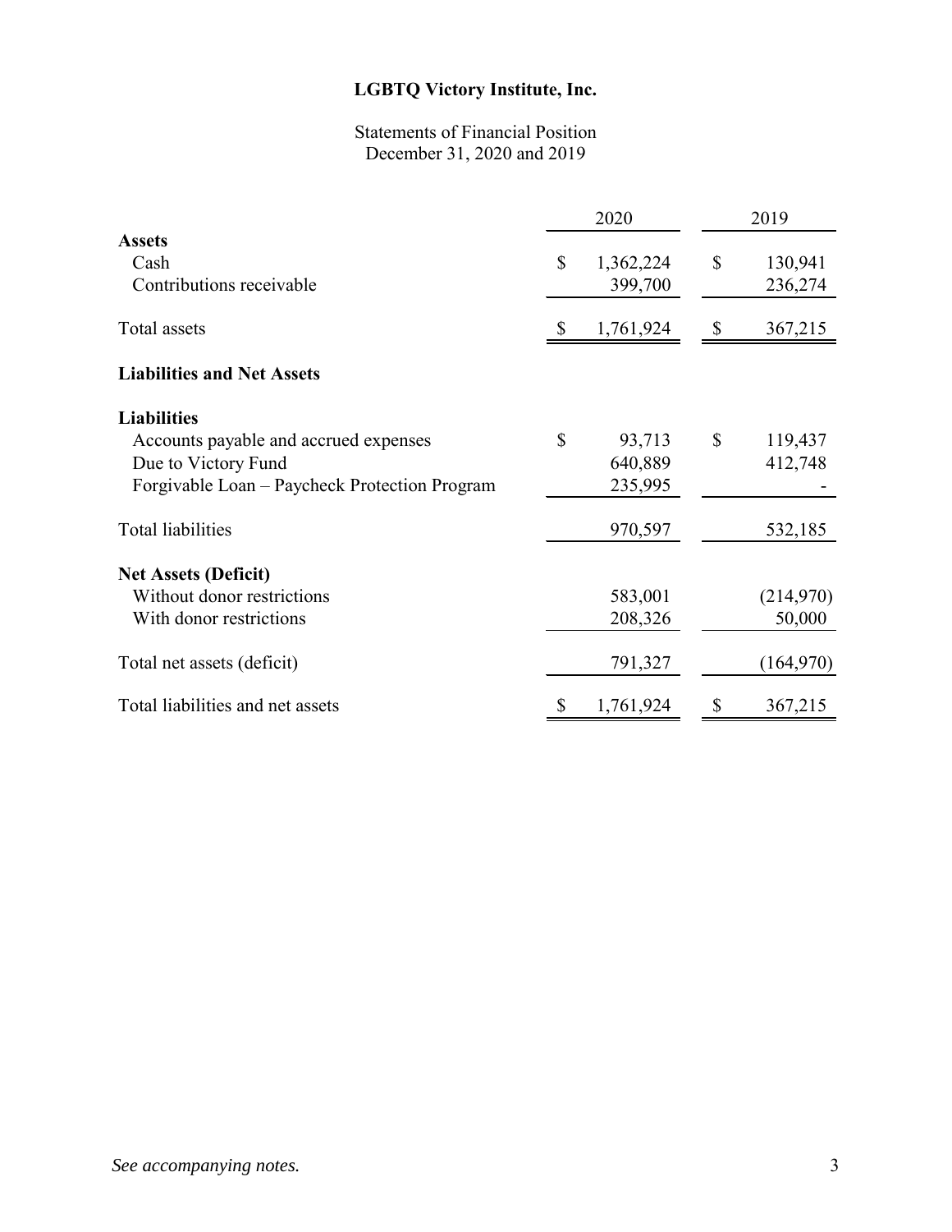# LGBTQ Victory Institute, Inc.

Statements of Financial Position
December 31, 2020 and 2019

| | 2020 | 2019 |
|---|---|---|
| **Assets** | | |
| Cash | $ 1,362,224 | $ 130,941 |
| Contributions receivable | 399,700 | 236,274 |
| Total assets | $ 1,761,924 | $ 367,215 |
| **Liabilities and Net Assets** | | |
| **Liabilities** | | |
| Accounts payable and accrued expenses | $ 93,713 | $ 119,437 |
| Due to Victory Fund | 640,889 | 412,748 |
| Forgivable Loan – Paycheck Protection Program | 235,995 | - |
| Total liabilities | 970,597 | 532,185 |
| **Net Assets (Deficit)** | | |
| Without donor restrictions | 583,001 | (214,970) |
| With donor restrictions | 208,326 | 50,000 |
| Total net assets (deficit) | 791,327 | (164,970) |
| Total liabilities and net assets | $ 1,761,924 | $ 367,215 |

*See accompanying notes.*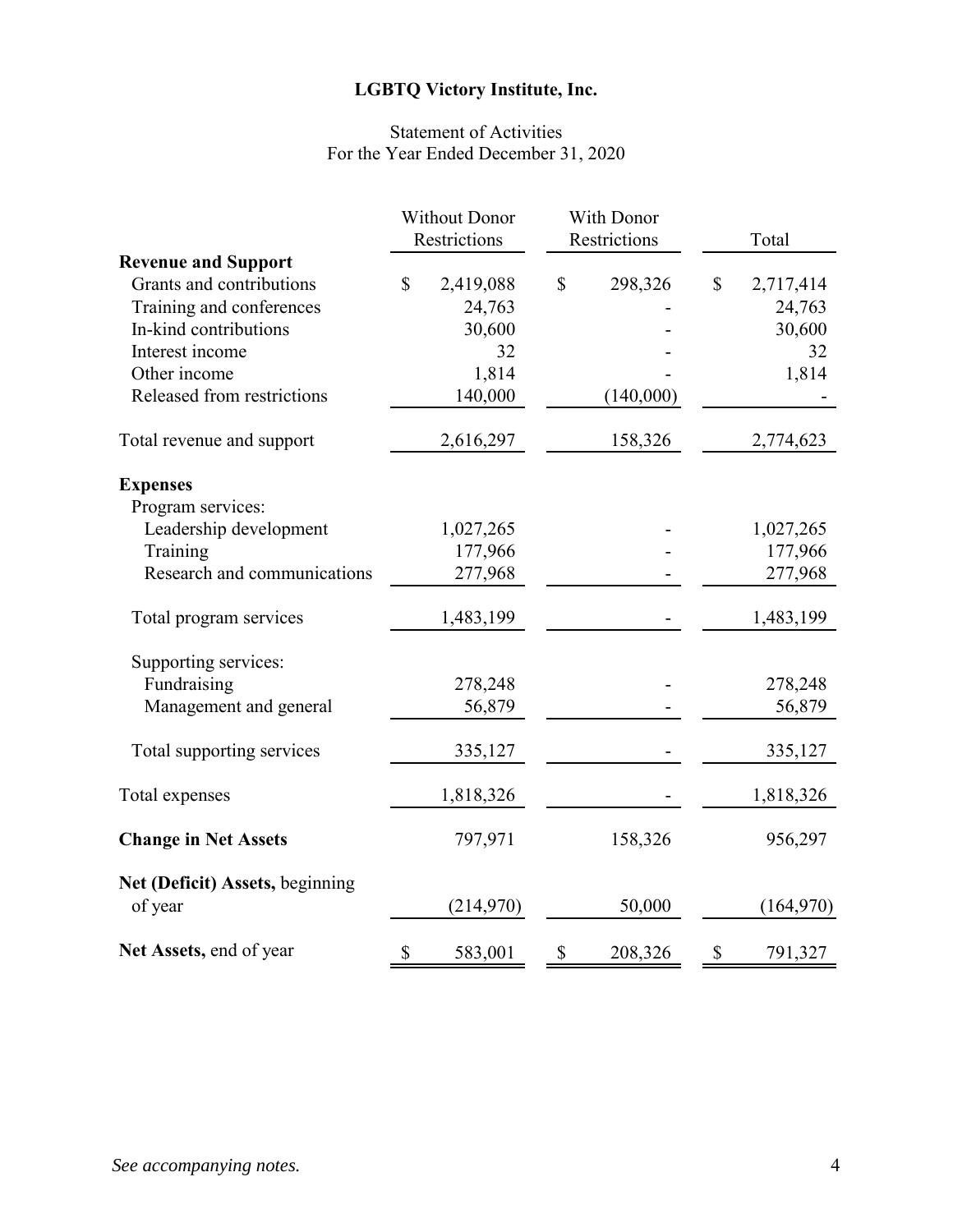# LGBTQ Victory Institute, Inc.

## Statement of Activities
## For the Year Ended December 31, 2020

| | Without Donor Restrictions | With Donor Restrictions | Total |
|---|---|---|---|
| **Revenue and Support** | | | |
| Grants and contributions | $ 2,419,088 | $ 298,326 | $ 2,717,414 |
| Training and conferences | 24,763 | - | 24,763 |
| In-kind contributions | 30,600 | - | 30,600 |
| Interest income | 32 | - | 32 |
| Other income | 1,814 | - | 1,814 |
| Released from restrictions | 140,000 | (140,000) | - |
| Total revenue and support | 2,616,297 | 158,326 | 2,774,623 |
| **Expenses** | | | |
| Program services: | | | |
| Leadership development | 1,027,265 | - | 1,027,265 |
| Training | 177,966 | - | 177,966 |
| Research and communications | 277,968 | - | 277,968 |
| Total program services | 1,483,199 | - | 1,483,199 |
| Supporting services: | | | |
| Fundraising | 278,248 | - | 278,248 |
| Management and general | 56,879 | - | 56,879 |
| Total supporting services | 335,127 | - | 335,127 |
| Total expenses | 1,818,326 | - | 1,818,326 |
| **Change in Net Assets** | 797,971 | 158,326 | 956,297 |
| **Net (Deficit) Assets,** beginning of year | (214,970) | 50,000 | (164,970) |
| **Net Assets,** end of year | $ 583,001 | $ 208,326 | $ 791,327 |

*See accompanying notes.*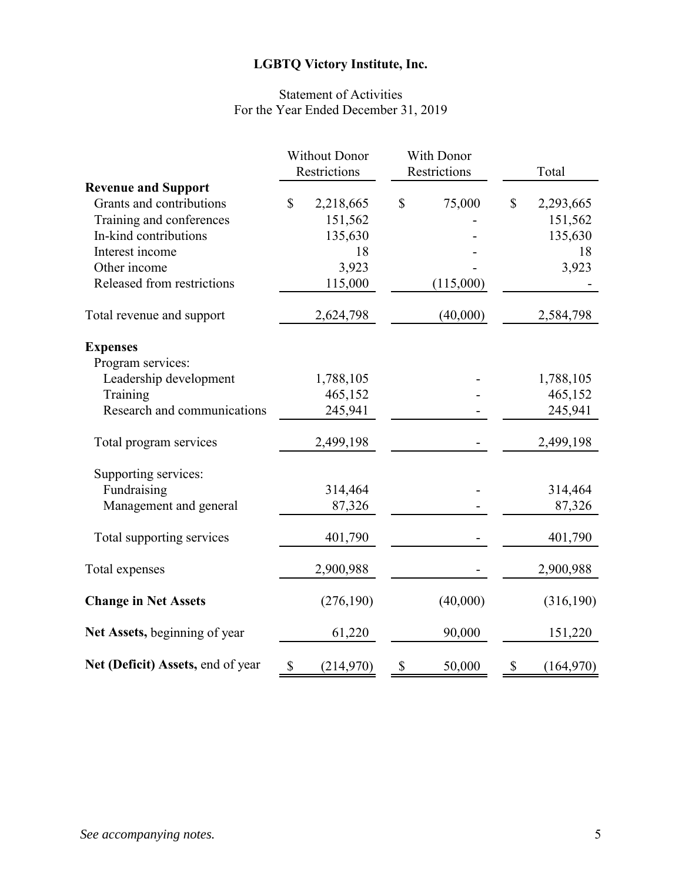# LGBTQ Victory Institute, Inc.

## Statement of Activities
For the Year Ended December 31, 2019

| | Without Donor Restrictions | With Donor Restrictions | Total |
|---|---|---|---|
| **Revenue and Support** | | | |
| Grants and contributions | $ 2,218,665 | $ 75,000 | $ 2,293,665 |
| Training and conferences | 151,562 | - | 151,562 |
| In-kind contributions | 135,630 | - | 135,630 |
| Interest income | 18 | - | 18 |
| Other income | 3,923 | - | 3,923 |
| Released from restrictions | 115,000 | (115,000) | - |
| Total revenue and support | 2,624,798 | (40,000) | 2,584,798 |
| **Expenses** | | | |
| Program services: | | | |
| Leadership development | 1,788,105 | - | 1,788,105 |
| Training | 465,152 | - | 465,152 |
| Research and communications | 245,941 | - | 245,941 |
| Total program services | 2,499,198 | - | 2,499,198 |
| Supporting services: | | | |
| Fundraising | 314,464 | - | 314,464 |
| Management and general | 87,326 | - | 87,326 |
| Total supporting services | 401,790 | - | 401,790 |
| Total expenses | 2,900,988 | - | 2,900,988 |
| **Change in Net Assets** | (276,190) | (40,000) | (316,190) |
| **Net Assets,** beginning of year | 61,220 | 90,000 | 151,220 |
| **Net (Deficit) Assets,** end of year | $ (214,970) | $ 50,000 | $ (164,970) |

*See accompanying notes.*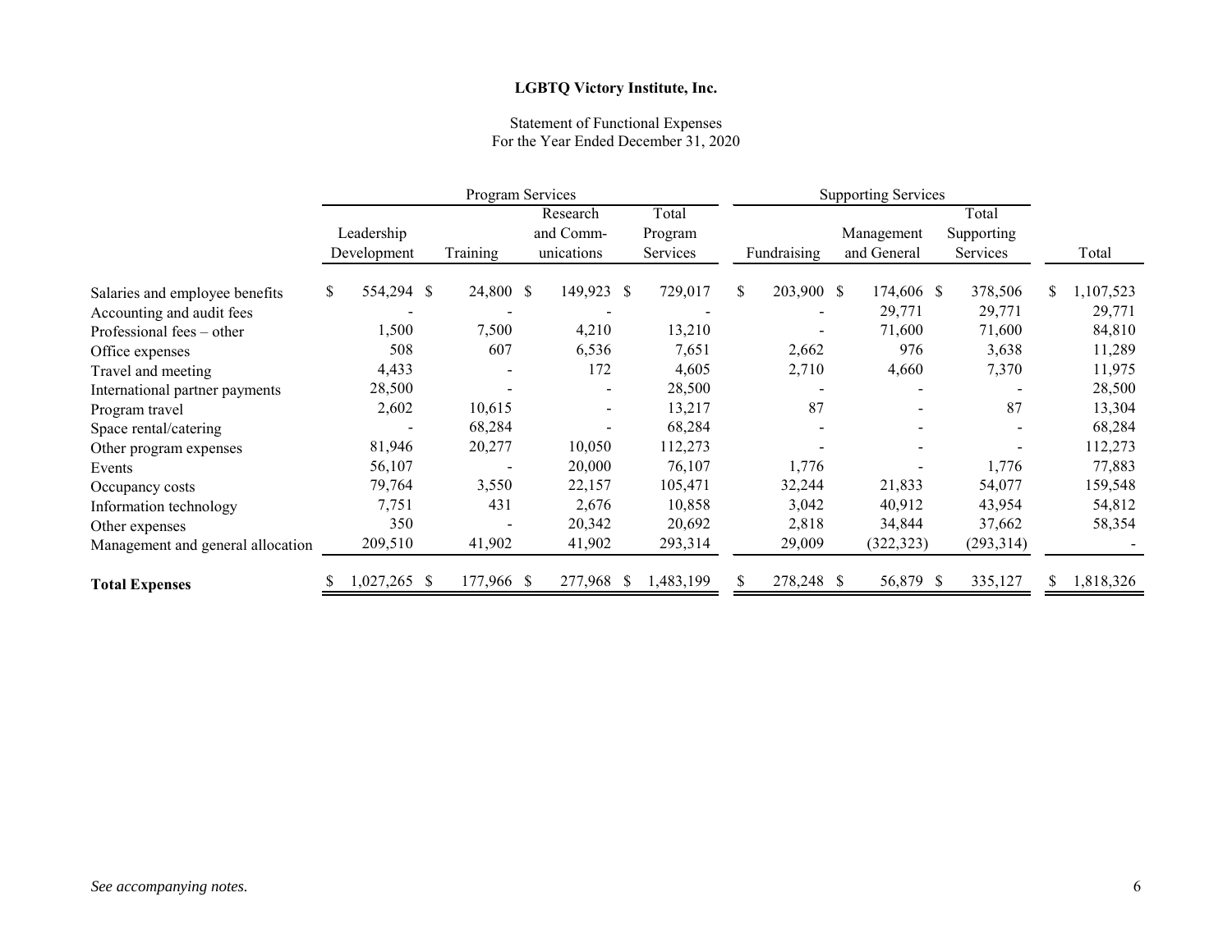**LGBTQ Victory Institute, Inc.**

Statement of Functional Expenses
For the Year Ended December 31, 2020

| | Program Services | | | | Supporting Services | | | |
|---|---|---|---|---|---|---|---|---|
| | Leadership Development | Training | Research and Comm-unications | Total Program Services | Fundraising | Management and General | Total Supporting Services | Total |
| Salaries and employee benefits | $ 554,294 | $ 24,800 | $ 149,923 | $ 729,017 | $ 203,900 | $ 174,606 | $ 378,506 | $ 1,107,523 |
| Accounting and audit fees | - | - | - | - | - | 29,771 | 29,771 | 29,771 |
| Professional fees – other | 1,500 | 7,500 | 4,210 | 13,210 | - | 71,600 | 71,600 | 84,810 |
| Office expenses | 508 | 607 | 6,536 | 7,651 | 2,662 | 976 | 3,638 | 11,289 |
| Travel and meeting | 4,433 | - | 172 | 4,605 | 2,710 | 4,660 | 7,370 | 11,975 |
| International partner payments | 28,500 | - | - | 28,500 | - | - | - | 28,500 |
| Program travel | 2,602 | 10,615 | - | 13,217 | 87 | - | 87 | 13,304 |
| Space rental/catering | - | 68,284 | - | 68,284 | - | - | - | 68,284 |
| Other program expenses | 81,946 | 20,277 | 10,050 | 112,273 | - | - | - | 112,273 |
| Events | 56,107 | - | 20,000 | 76,107 | 1,776 | - | 1,776 | 77,883 |
| Occupancy costs | 79,764 | 3,550 | 22,157 | 105,471 | 32,244 | 21,833 | 54,077 | 159,548 |
| Information technology | 7,751 | 431 | 2,676 | 10,858 | 3,042 | 40,912 | 43,954 | 54,812 |
| Other expenses | 350 | - | 20,342 | 20,692 | 2,818 | 34,844 | 37,662 | 58,354 |
| Management and general allocation | 209,510 | 41,902 | 41,902 | 293,314 | 29,009 | (322,323) | (293,314) | - |
| **Total Expenses** | $ 1,027,265 | $ 177,966 | $ 277,968 | $ 1,483,199 | $ 278,248 | $ 56,879 | $ 335,127 | $ 1,818,326 |

*See accompanying notes.*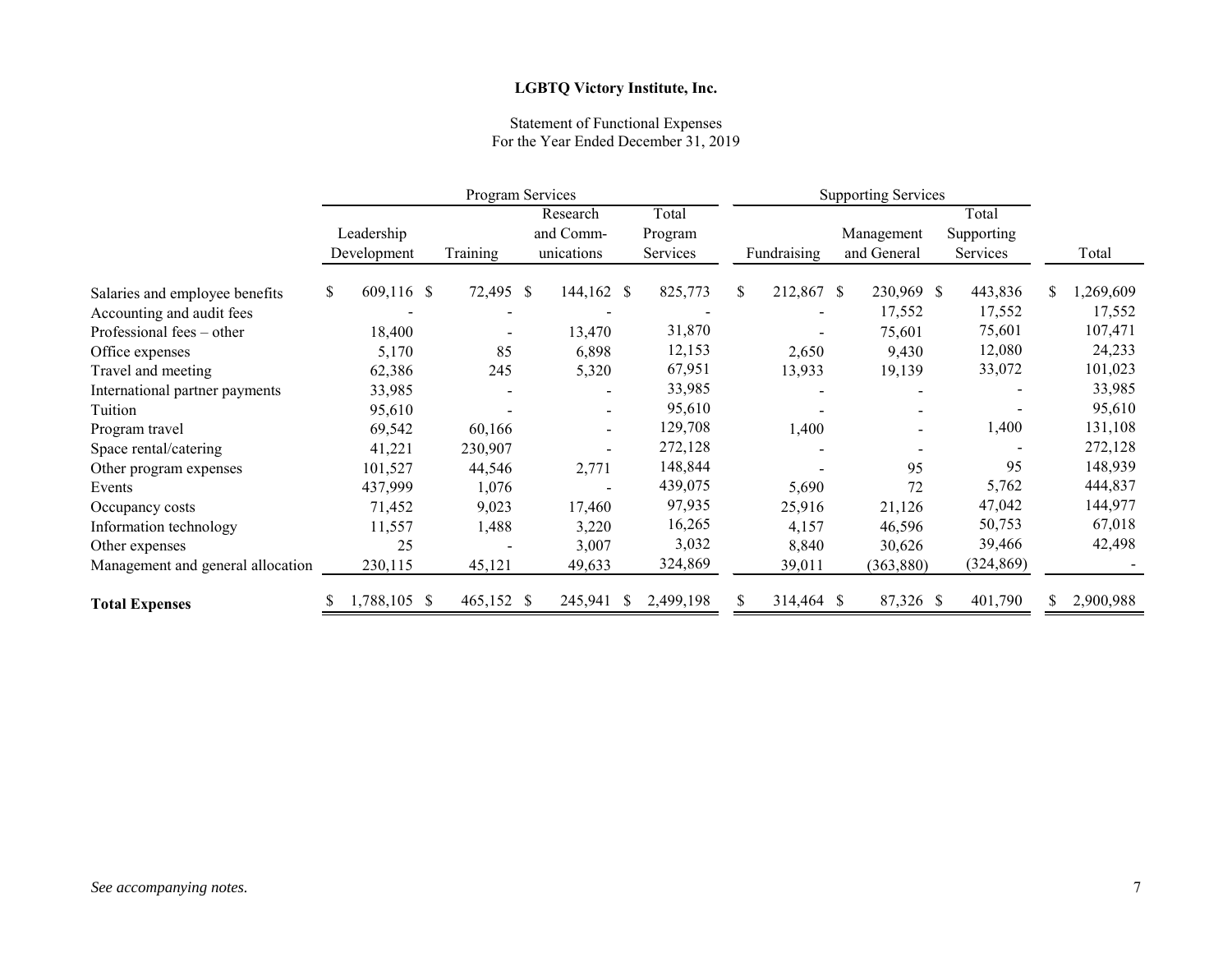**LGBTQ Victory Institute, Inc.**

Statement of Functional Expenses
For the Year Ended December 31, 2019

| | Program Services | | | | Supporting Services | | | |
|---|---|---|---|---|---|---|---|---|
| | Leadership Development | Training | Research and Comm-unications | Total Program Services | Fundraising | Management and General | Total Supporting Services | Total |
| Salaries and employee benefits | $ 609,116 | $ 72,495 | $ 144,162 | $ 825,773 | $ 212,867 | $ 230,969 | $ 443,836 | $ 1,269,609 |
| Accounting and audit fees | - | - | - | - | - | 17,552 | 17,552 | 17,552 |
| Professional fees – other | 18,400 | - | 13,470 | 31,870 | - | 75,601 | 75,601 | 107,471 |
| Office expenses | 5,170 | 85 | 6,898 | 12,153 | 2,650 | 9,430 | 12,080 | 24,233 |
| Travel and meeting | 62,386 | 245 | 5,320 | 67,951 | 13,933 | 19,139 | 33,072 | 101,023 |
| International partner payments | 33,985 | - | - | 33,985 | - | - | - | 33,985 |
| Tuition | 95,610 | - | - | 95,610 | - | - | - | 95,610 |
| Program travel | 69,542 | 60,166 | - | 129,708 | 1,400 | - | 1,400 | 131,108 |
| Space rental/catering | 41,221 | 230,907 | - | 272,128 | - | - | - | 272,128 |
| Other program expenses | 101,527 | 44,546 | 2,771 | 148,844 | - | 95 | 95 | 148,939 |
| Events | 437,999 | 1,076 | - | 439,075 | 5,690 | 72 | 5,762 | 444,837 |
| Occupancy costs | 71,452 | 9,023 | 17,460 | 97,935 | 25,916 | 21,126 | 47,042 | 144,977 |
| Information technology | 11,557 | 1,488 | 3,220 | 16,265 | 4,157 | 46,596 | 50,753 | 67,018 |
| Other expenses | 25 | - | 3,007 | 3,032 | 8,840 | 30,626 | 39,466 | 42,498 |
| Management and general allocation | 230,115 | 45,121 | 49,633 | 324,869 | 39,011 | (363,880) | (324,869) | - |
| **Total Expenses** | $ 1,788,105 | $ 465,152 | $ 245,941 | $ 2,499,198 | $ 314,464 | $ 87,326 | $ 401,790 | $ 2,900,988 |

*See accompanying notes.*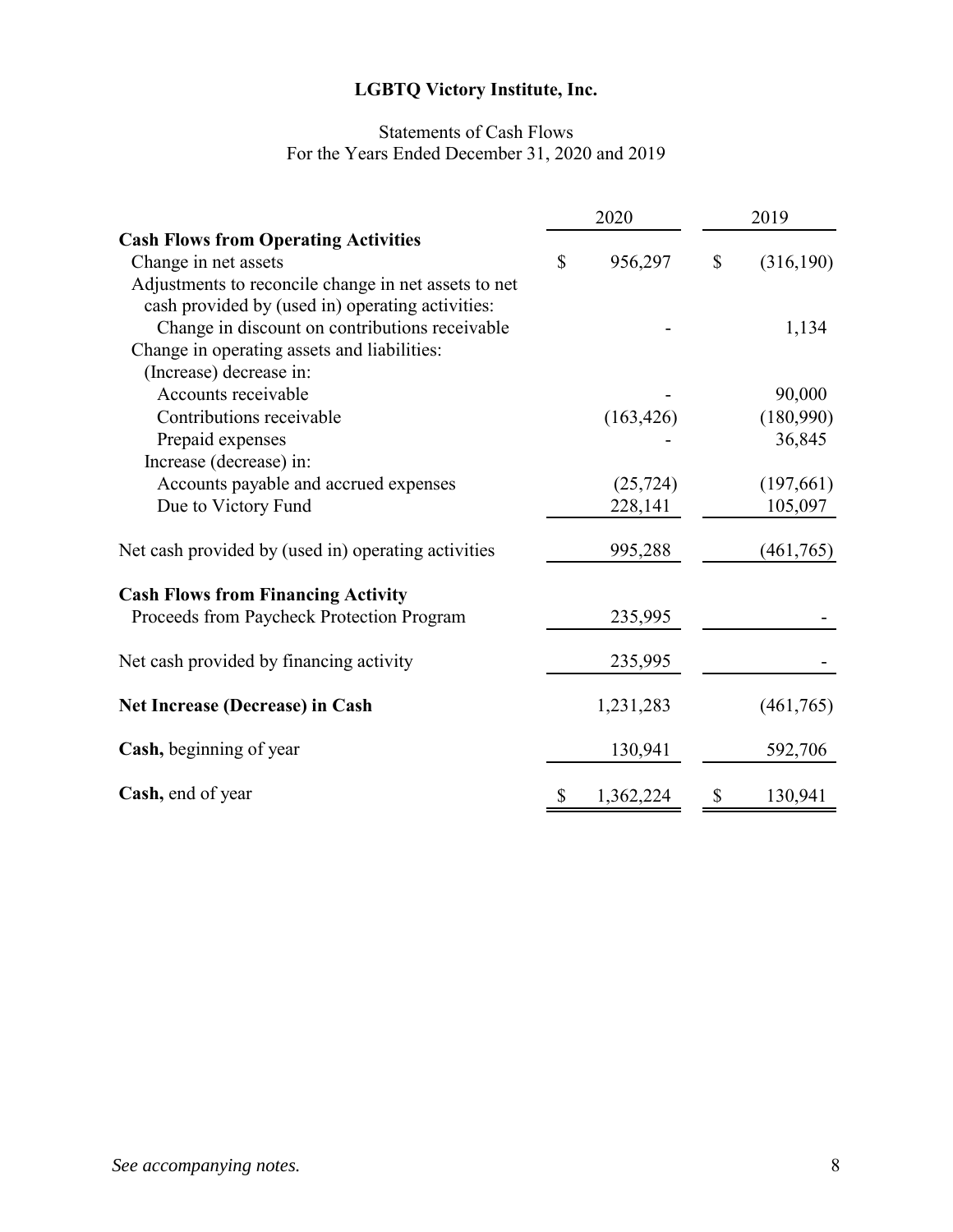# LGBTQ Victory Institute, Inc.

Statements of Cash Flows
For the Years Ended December 31, 2020 and 2019

| | 2020 | 2019 |
|---|---|---|
| **Cash Flows from Operating Activities** | | |
| Change in net assets | $ 956,297 | $ (316,190) |
| Adjustments to reconcile change in net assets to net cash provided by (used in) operating activities: | | |
| Change in discount on contributions receivable | - | 1,134 |
| Change in operating assets and liabilities: | | |
| (Increase) decrease in: | | |
| Accounts receivable | - | 90,000 |
| Contributions receivable | (163,426) | (180,990) |
| Prepaid expenses | - | 36,845 |
| Increase (decrease) in: | | |
| Accounts payable and accrued expenses | (25,724) | (197,661) |
| Due to Victory Fund | 228,141 | 105,097 |
| Net cash provided by (used in) operating activities | 995,288 | (461,765) |
| **Cash Flows from Financing Activity** | | |
| Proceeds from Paycheck Protection Program | 235,995 | - |
| Net cash provided by financing activity | 235,995 | - |
| **Net Increase (Decrease) in Cash** | 1,231,283 | (461,765) |
| **Cash,** beginning of year | 130,941 | 592,706 |
| **Cash,** end of year | $ 1,362,224 | $ 130,941 |

*See accompanying notes.*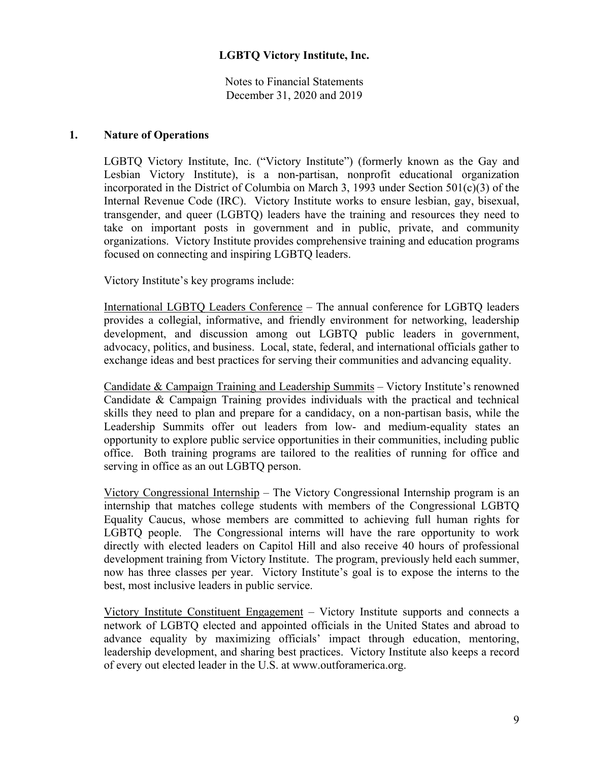# LGBTQ Victory Institute, Inc.

Notes to Financial Statements
December 31, 2020 and 2019

## 1. Nature of Operations

LGBTQ Victory Institute, Inc. ("Victory Institute") (formerly known as the Gay and Lesbian Victory Institute), is a non-partisan, nonprofit educational organization incorporated in the District of Columbia on March 3, 1993 under Section 501(c)(3) of the Internal Revenue Code (IRC). Victory Institute works to ensure lesbian, gay, bisexual, transgender, and queer (LGBTQ) leaders have the training and resources they need to take on important posts in government and in public, private, and community organizations. Victory Institute provides comprehensive training and education programs focused on connecting and inspiring LGBTQ leaders.

Victory Institute's key programs include:

International LGBTQ Leaders Conference – The annual conference for LGBTQ leaders provides a collegial, informative, and friendly environment for networking, leadership development, and discussion among out LGBTQ public leaders in government, advocacy, politics, and business. Local, state, federal, and international officials gather to exchange ideas and best practices for serving their communities and advancing equality.

Candidate & Campaign Training and Leadership Summits – Victory Institute's renowned Candidate & Campaign Training provides individuals with the practical and technical skills they need to plan and prepare for a candidacy, on a non-partisan basis, while the Leadership Summits offer out leaders from low- and medium-equality states an opportunity to explore public service opportunities in their communities, including public office. Both training programs are tailored to the realities of running for office and serving in office as an out LGBTQ person.

Victory Congressional Internship – The Victory Congressional Internship program is an internship that matches college students with members of the Congressional LGBTQ Equality Caucus, whose members are committed to achieving full human rights for LGBTQ people. The Congressional interns will have the rare opportunity to work directly with elected leaders on Capitol Hill and also receive 40 hours of professional development training from Victory Institute. The program, previously held each summer, now has three classes per year. Victory Institute's goal is to expose the interns to the best, most inclusive leaders in public service.

Victory Institute Constituent Engagement – Victory Institute supports and connects a network of LGBTQ elected and appointed officials in the United States and abroad to advance equality by maximizing officials' impact through education, mentoring, leadership development, and sharing best practices. Victory Institute also keeps a record of every out elected leader in the U.S. at www.outforamerica.org.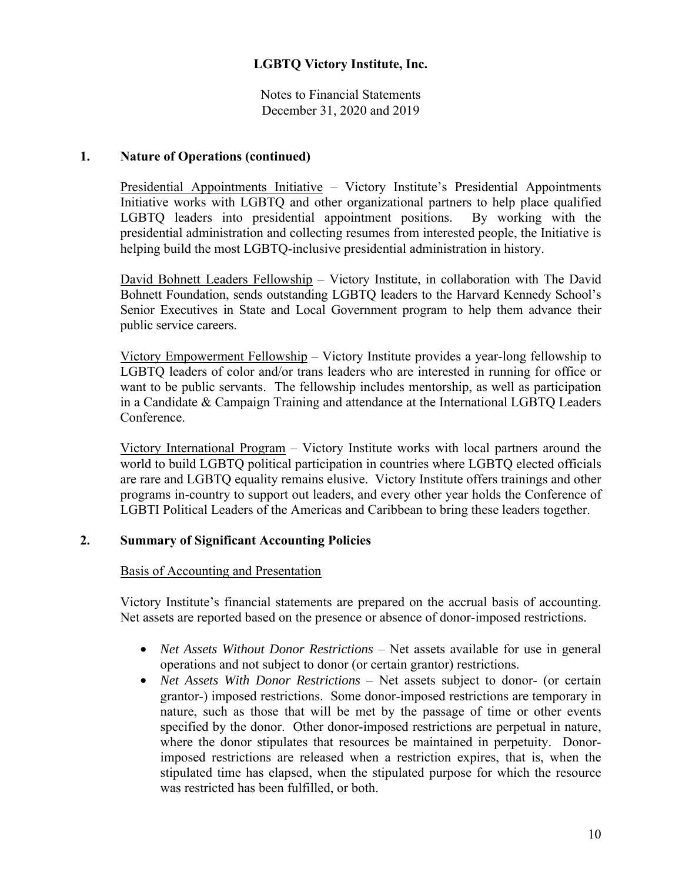## 1. Nature of Operations (continued)

Presidential Appointments Initiative – Victory Institute's Presidential Appointments Initiative works with LGBTQ and other organizational partners to help place qualified LGBTQ leaders into presidential appointment positions. By working with the presidential administration and collecting resumes from interested people, the Initiative is helping build the most LGBTQ-inclusive presidential administration in history.

David Bohnett Leaders Fellowship – Victory Institute, in collaboration with The David Bohnett Foundation, sends outstanding LGBTQ leaders to the Harvard Kennedy School's Senior Executives in State and Local Government program to help them advance their public service careers.

Victory Empowerment Fellowship – Victory Institute provides a year-long fellowship to LGBTQ leaders of color and/or trans leaders who are interested in running for office or want to be public servants. The fellowship includes mentorship, as well as participation in a Candidate & Campaign Training and attendance at the International LGBTQ Leaders Conference.

Victory International Program – Victory Institute works with local partners around the world to build LGBTQ political participation in countries where LGBTQ elected officials are rare and LGBTQ equality remains elusive. Victory Institute offers trainings and other programs in-country to support out leaders, and every other year holds the Conference of LGBTI Political Leaders of the Americas and Caribbean to bring these leaders together.

## 2. Summary of Significant Accounting Policies

Basis of Accounting and Presentation

Victory Institute's financial statements are prepared on the accrual basis of accounting. Net assets are reported based on the presence or absence of donor-imposed restrictions.

- *Net Assets Without Donor Restrictions* – Net assets available for use in general operations and not subject to donor (or certain grantor) restrictions.
- *Net Assets With Donor Restrictions* – Net assets subject to donor- (or certain grantor-) imposed restrictions. Some donor-imposed restrictions are temporary in nature, such as those that will be met by the passage of time or other events specified by the donor. Other donor-imposed restrictions are perpetual in nature, where the donor stipulates that resources be maintained in perpetuity. Donor-imposed restrictions are released when a restriction expires, that is, when the stipulated time has elapsed, when the stipulated purpose for which the resource was restricted has been fulfilled, or both.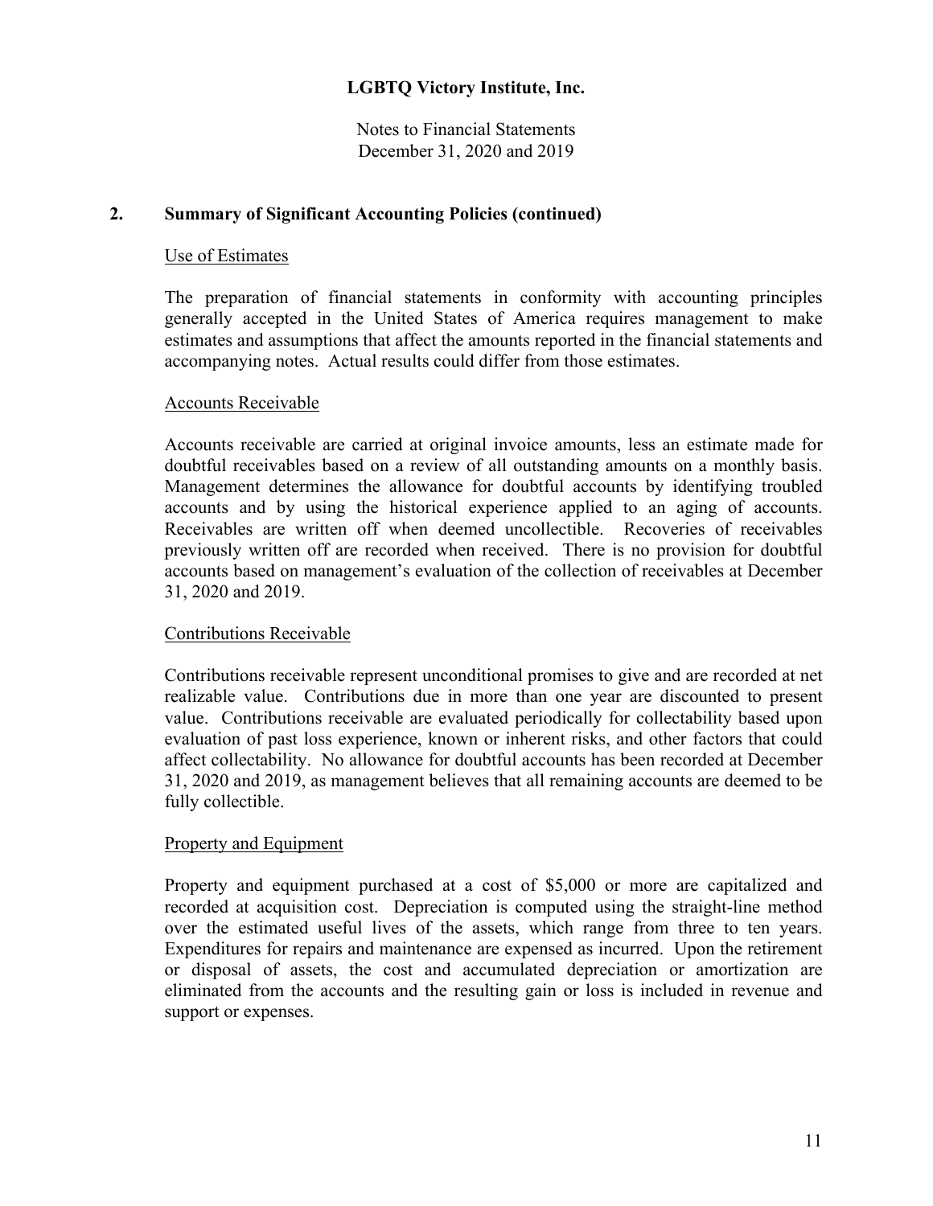## 2. Summary of Significant Accounting Policies (continued)

### Use of Estimates

The preparation of financial statements in conformity with accounting principles generally accepted in the United States of America requires management to make estimates and assumptions that affect the amounts reported in the financial statements and accompanying notes. Actual results could differ from those estimates.

### Accounts Receivable

Accounts receivable are carried at original invoice amounts, less an estimate made for doubtful receivables based on a review of all outstanding amounts on a monthly basis. Management determines the allowance for doubtful accounts by identifying troubled accounts and by using the historical experience applied to an aging of accounts. Receivables are written off when deemed uncollectible. Recoveries of receivables previously written off are recorded when received. There is no provision for doubtful accounts based on management's evaluation of the collection of receivables at December 31, 2020 and 2019.

### Contributions Receivable

Contributions receivable represent unconditional promises to give and are recorded at net realizable value. Contributions due in more than one year are discounted to present value. Contributions receivable are evaluated periodically for collectability based upon evaluation of past loss experience, known or inherent risks, and other factors that could affect collectability. No allowance for doubtful accounts has been recorded at December 31, 2020 and 2019, as management believes that all remaining accounts are deemed to be fully collectible.

### Property and Equipment

Property and equipment purchased at a cost of $5,000 or more are capitalized and recorded at acquisition cost. Depreciation is computed using the straight-line method over the estimated useful lives of the assets, which range from three to ten years. Expenditures for repairs and maintenance are expensed as incurred. Upon the retirement or disposal of assets, the cost and accumulated depreciation or amortization are eliminated from the accounts and the resulting gain or loss is included in revenue and support or expenses.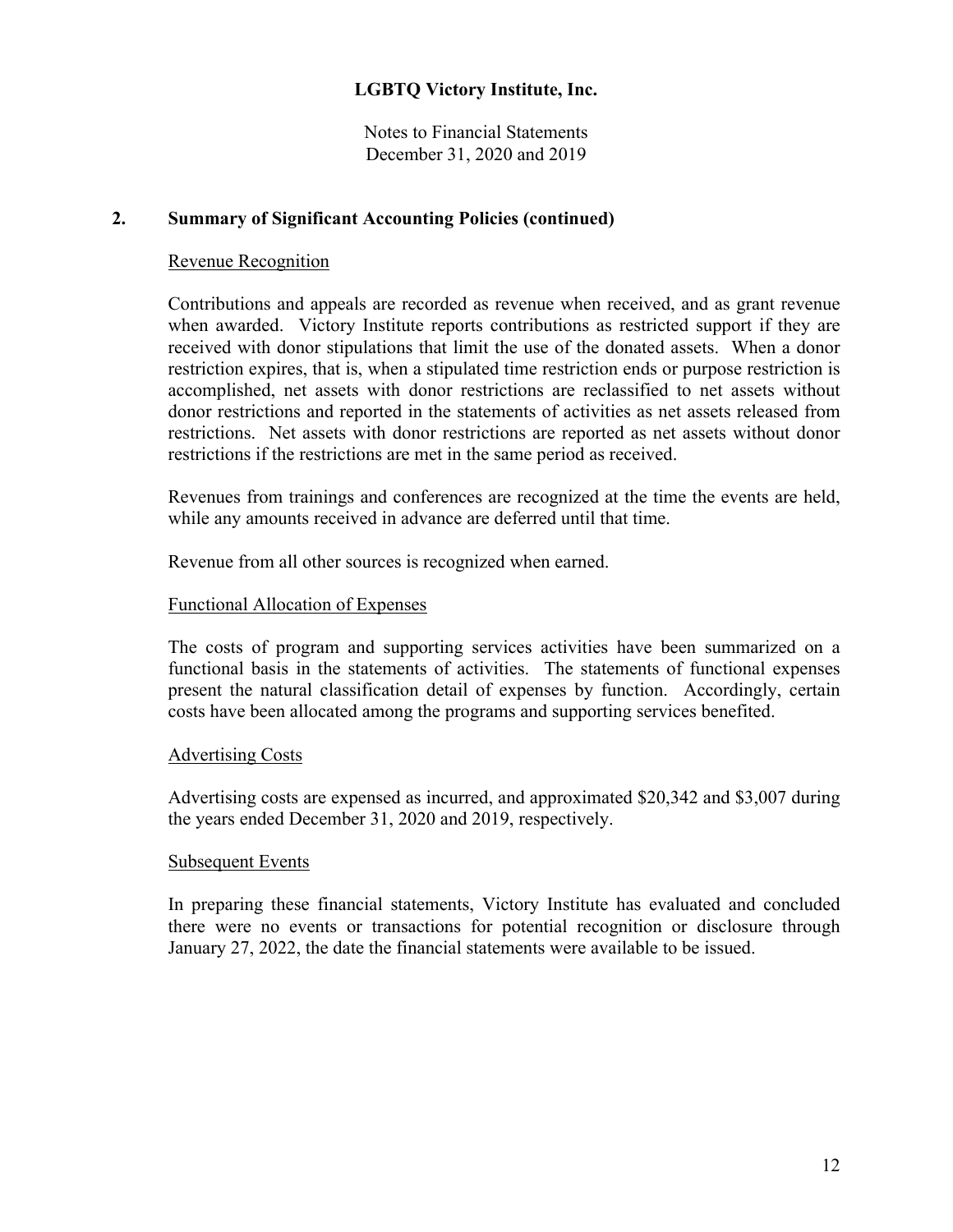## 2. Summary of Significant Accounting Policies (continued)

Revenue Recognition

Contributions and appeals are recorded as revenue when received, and as grant revenue when awarded. Victory Institute reports contributions as restricted support if they are received with donor stipulations that limit the use of the donated assets. When a donor restriction expires, that is, when a stipulated time restriction ends or purpose restriction is accomplished, net assets with donor restrictions are reclassified to net assets without donor restrictions and reported in the statements of activities as net assets released from restrictions. Net assets with donor restrictions are reported as net assets without donor restrictions if the restrictions are met in the same period as received.

Revenues from trainings and conferences are recognized at the time the events are held, while any amounts received in advance are deferred until that time.

Revenue from all other sources is recognized when earned.

Functional Allocation of Expenses

The costs of program and supporting services activities have been summarized on a functional basis in the statements of activities. The statements of functional expenses present the natural classification detail of expenses by function. Accordingly, certain costs have been allocated among the programs and supporting services benefited.

Advertising Costs

Advertising costs are expensed as incurred, and approximated \$20,342 and \$3,007 during the years ended December 31, 2020 and 2019, respectively.

Subsequent Events

In preparing these financial statements, Victory Institute has evaluated and concluded there were no events or transactions for potential recognition or disclosure through January 27, 2022, the date the financial statements were available to be issued.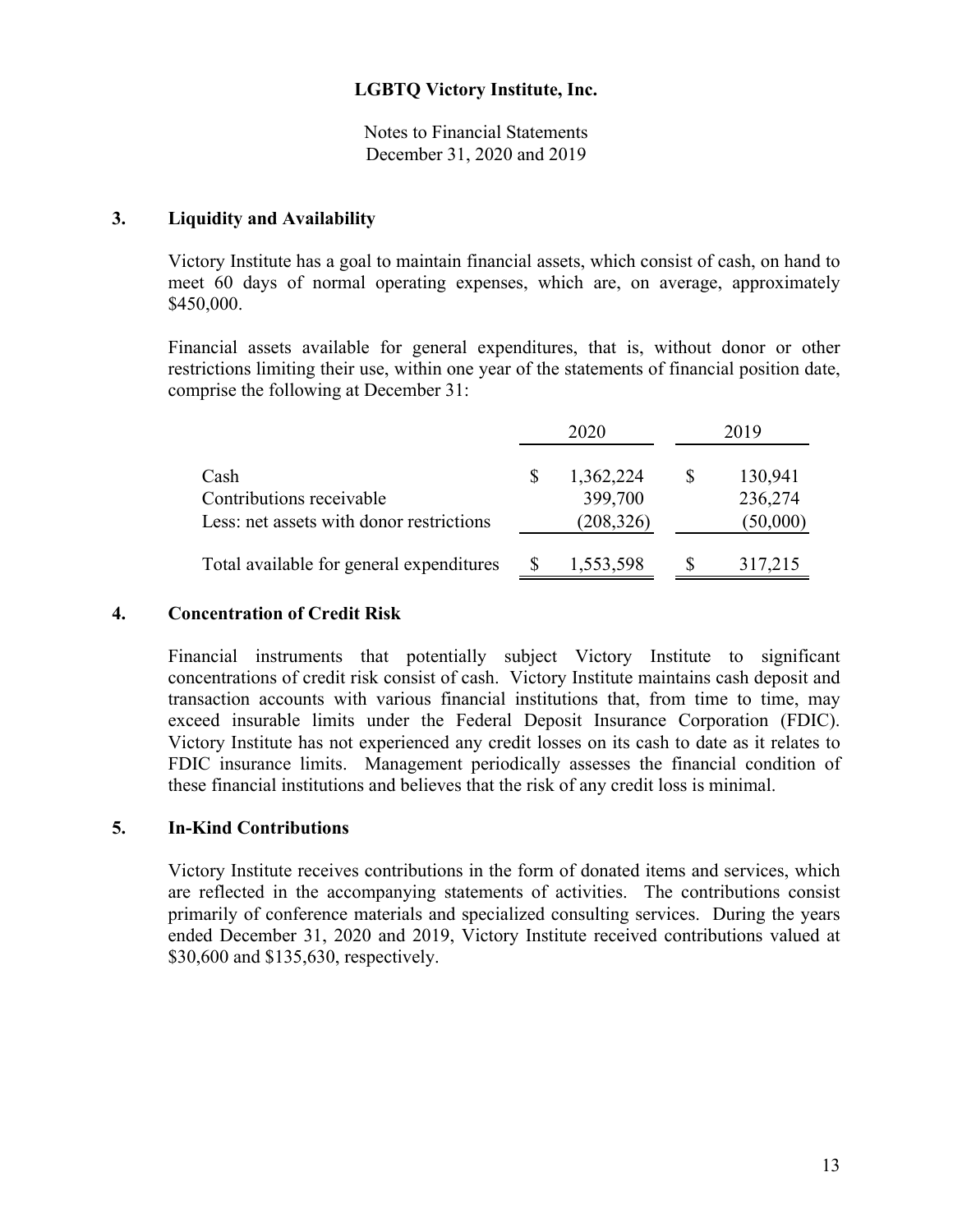# LGBTQ Victory Institute, Inc.

Notes to Financial Statements
December 31, 2020 and 2019

## 3. Liquidity and Availability

Victory Institute has a goal to maintain financial assets, which consist of cash, on hand to meet 60 days of normal operating expenses, which are, on average, approximately $450,000.

Financial assets available for general expenditures, that is, without donor or other restrictions limiting their use, within one year of the statements of financial position date, comprise the following at December 31:

| | 2020 | 2019 |
|---|---|---|
| Cash | $ 1,362,224 | $ 130,941 |
| Contributions receivable | 399,700 | 236,274 |
| Less: net assets with donor restrictions | (208,326) | (50,000) |
| Total available for general expenditures | $ 1,553,598 | $ 317,215 |

## 4. Concentration of Credit Risk

Financial instruments that potentially subject Victory Institute to significant concentrations of credit risk consist of cash. Victory Institute maintains cash deposit and transaction accounts with various financial institutions that, from time to time, may exceed insurable limits under the Federal Deposit Insurance Corporation (FDIC). Victory Institute has not experienced any credit losses on its cash to date as it relates to FDIC insurance limits. Management periodically assesses the financial condition of these financial institutions and believes that the risk of any credit loss is minimal.

## 5. In-Kind Contributions

Victory Institute receives contributions in the form of donated items and services, which are reflected in the accompanying statements of activities. The contributions consist primarily of conference materials and specialized consulting services. During the years ended December 31, 2020 and 2019, Victory Institute received contributions valued at $30,600 and $135,630, respectively.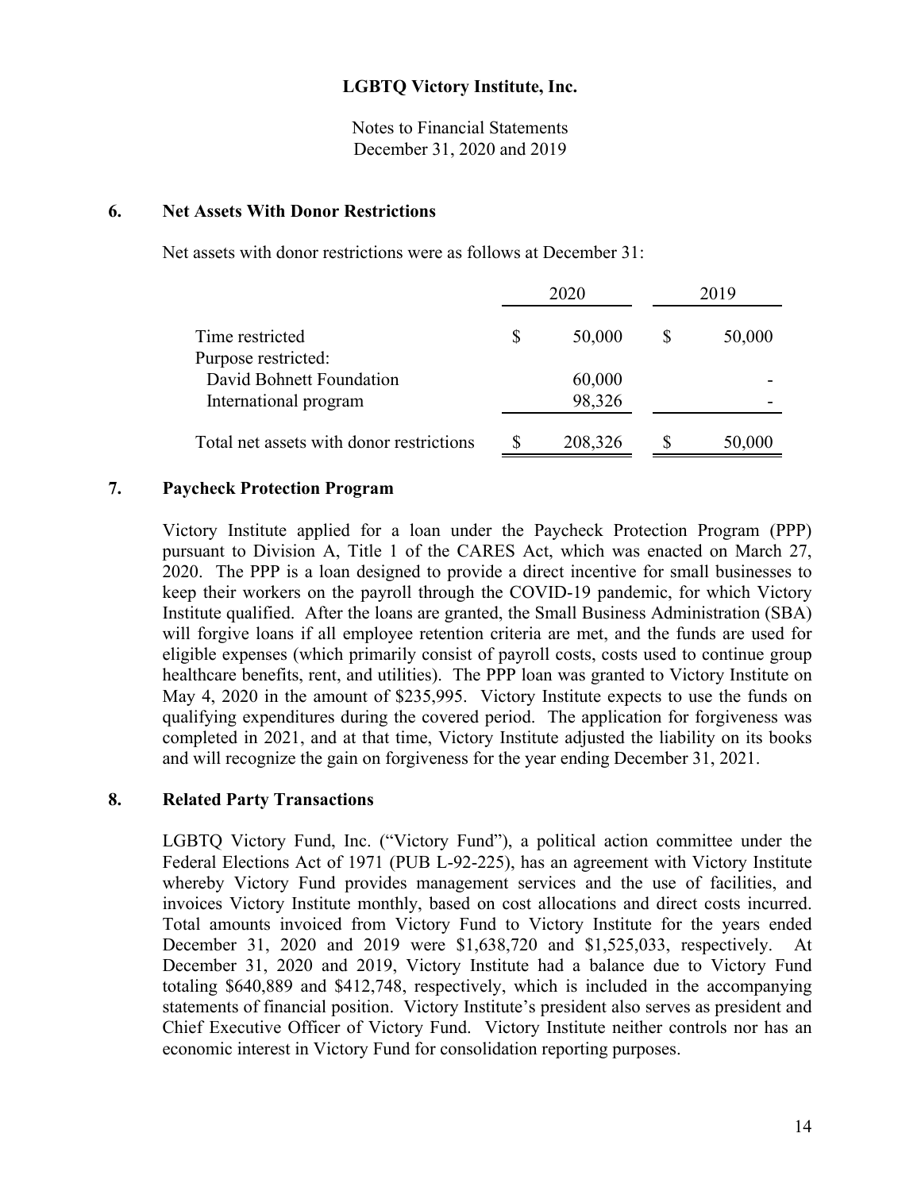# LGBTQ Victory Institute, Inc.

Notes to Financial Statements
December 31, 2020 and 2019

## 6. Net Assets With Donor Restrictions

Net assets with donor restrictions were as follows at December 31:

| | 2020 | 2019 |
|---|---|---|
| Time restricted | $ 50,000 | $ 50,000 |
| Purpose restricted: | | |
| David Bohnett Foundation | 60,000 | - |
| International program | 98,326 | - |
| Total net assets with donor restrictions | $ 208,326 | $ 50,000 |

## 7. Paycheck Protection Program

Victory Institute applied for a loan under the Paycheck Protection Program (PPP) pursuant to Division A, Title 1 of the CARES Act, which was enacted on March 27, 2020. The PPP is a loan designed to provide a direct incentive for small businesses to keep their workers on the payroll through the COVID-19 pandemic, for which Victory Institute qualified. After the loans are granted, the Small Business Administration (SBA) will forgive loans if all employee retention criteria are met, and the funds are used for eligible expenses (which primarily consist of payroll costs, costs used to continue group healthcare benefits, rent, and utilities). The PPP loan was granted to Victory Institute on May 4, 2020 in the amount of $235,995. Victory Institute expects to use the funds on qualifying expenditures during the covered period. The application for forgiveness was completed in 2021, and at that time, Victory Institute adjusted the liability on its books and will recognize the gain on forgiveness for the year ending December 31, 2021.

## 8. Related Party Transactions

LGBTQ Victory Fund, Inc. ("Victory Fund"), a political action committee under the Federal Elections Act of 1971 (PUB L-92-225), has an agreement with Victory Institute whereby Victory Fund provides management services and the use of facilities, and invoices Victory Institute monthly, based on cost allocations and direct costs incurred. Total amounts invoiced from Victory Fund to Victory Institute for the years ended December 31, 2020 and 2019 were $1,638,720 and $1,525,033, respectively. At December 31, 2020 and 2019, Victory Institute had a balance due to Victory Fund totaling $640,889 and $412,748, respectively, which is included in the accompanying statements of financial position. Victory Institute's president also serves as president and Chief Executive Officer of Victory Fund. Victory Institute neither controls nor has an economic interest in Victory Fund for consolidation reporting purposes.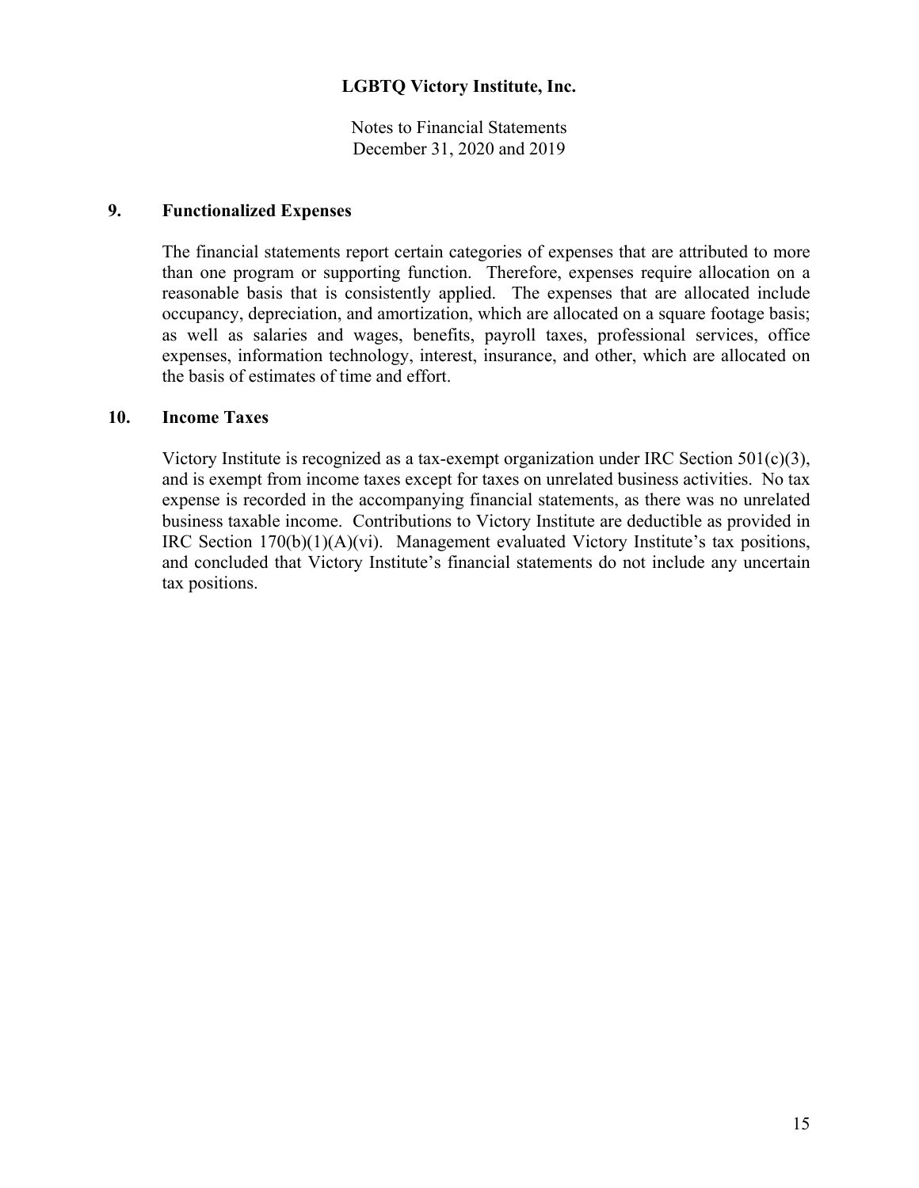## 9. Functionalized Expenses

The financial statements report certain categories of expenses that are attributed to more than one program or supporting function. Therefore, expenses require allocation on a reasonable basis that is consistently applied. The expenses that are allocated include occupancy, depreciation, and amortization, which are allocated on a square footage basis; as well as salaries and wages, benefits, payroll taxes, professional services, office expenses, information technology, interest, insurance, and other, which are allocated on the basis of estimates of time and effort.

## 10. Income Taxes

Victory Institute is recognized as a tax-exempt organization under IRC Section 501(c)(3), and is exempt from income taxes except for taxes on unrelated business activities. No tax expense is recorded in the accompanying financial statements, as there was no unrelated business taxable income. Contributions to Victory Institute are deductible as provided in IRC Section 170(b)(1)(A)(vi). Management evaluated Victory Institute's tax positions, and concluded that Victory Institute's financial statements do not include any uncertain tax positions.